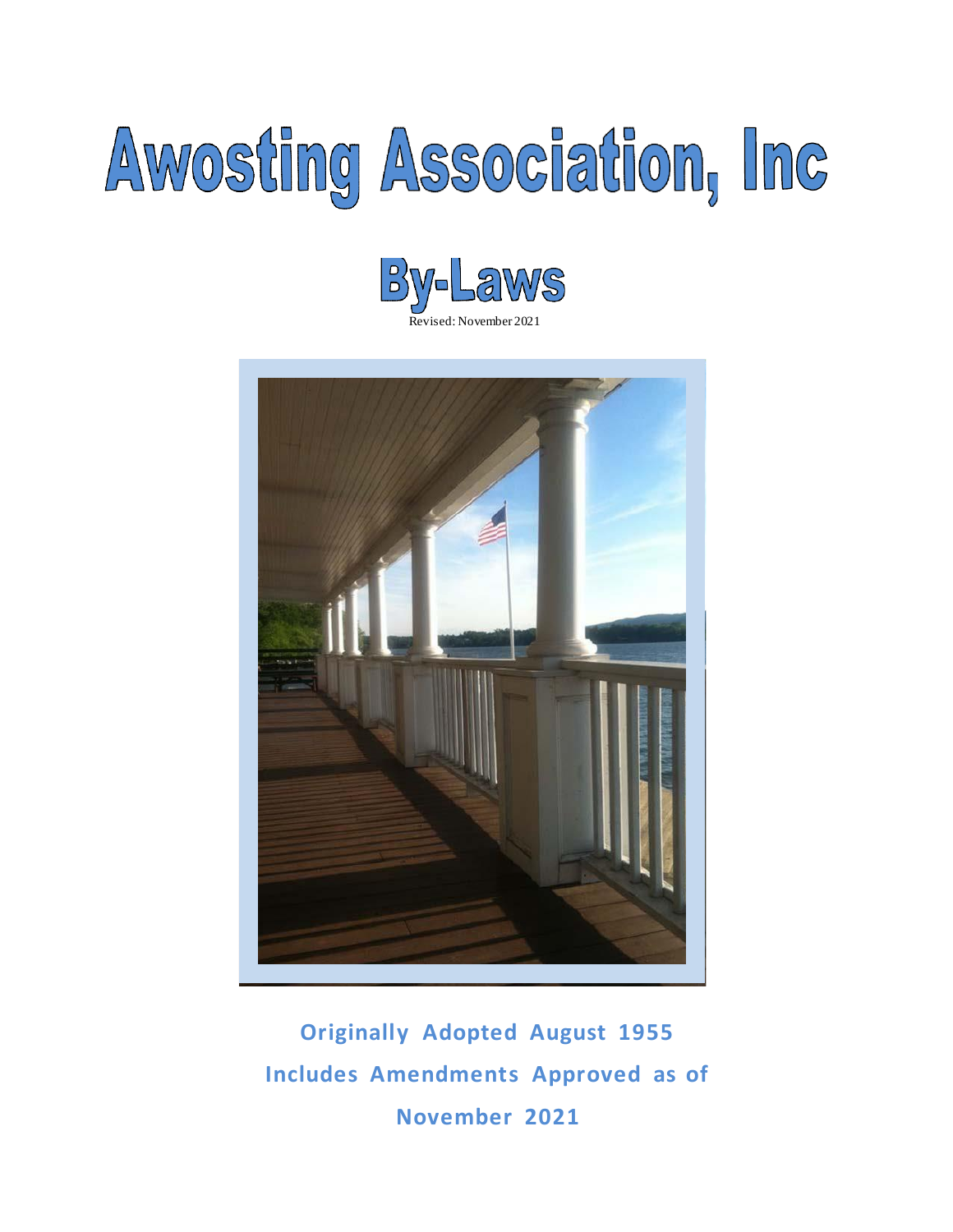# Awosting Association, Inc

## By-Laws

Revised: November 2021

**Originally Adopted August 1955**

**Includes Amendments Approved as of November 2021**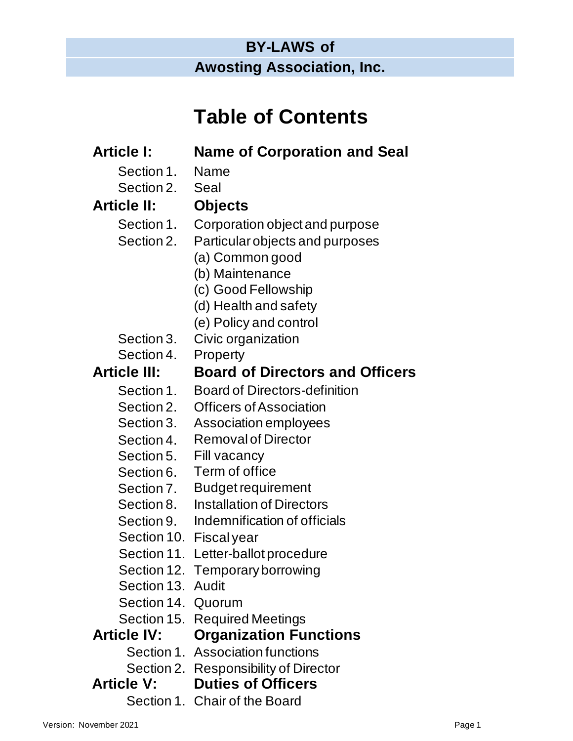**BY-LAWS of**

**Awosting Association, Inc.**

# Table of Contents

**Article I: Name of Corporation and Seal**

- Section 1. Name
- Section 2. Seal

**Article II: Objects**

- Section 1. Corporation object and purpose
- Section 2. Particular objects and purposes
  - (a) Common good
  - (b) Maintenance
  - (c) Good Fellowship
  - (d) Health and safety
  - (e) Policy and control
- Section 3. Civic organization
- Section 4. Property

**Article III: Board of Directors and Officers**

- Section 1. Board of Directors-definition
- Section 2. Officers of Association
- Section 3. Association employees
- Section 4. Removal of Director
- Section 5. Fill vacancy
- Section 6. Term of office
- Section 7. Budget requirement
- Section 8. Installation of Directors
- Section 9. Indemnification of officials
- Section 10. Fiscal year
- Section 11. Letter-ballot procedure
- Section 12. Temporary borrowing
- Section 13. Audit
- Section 14. Quorum
- Section 15. Required Meetings

**Article IV: Organization Functions**

- Section 1. Association functions
- Section 2. Responsibility of Director

**Article V: Duties of Officers**

- Section 1. Chair of the Board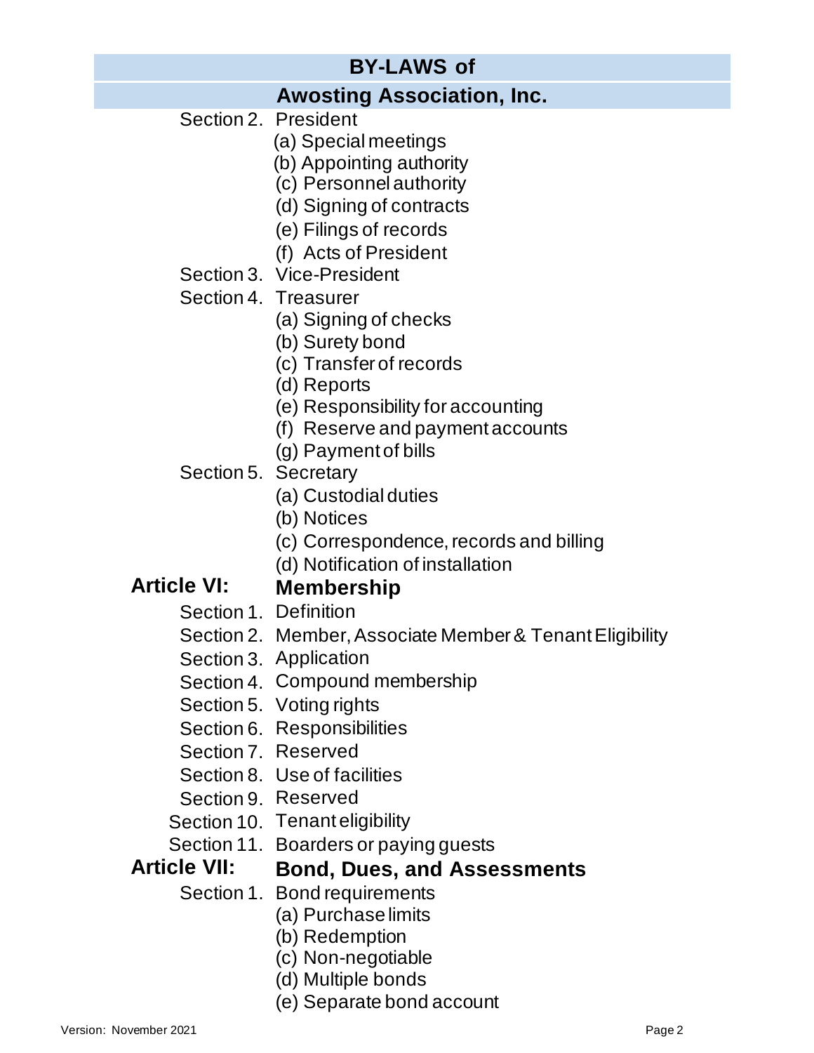# BY-LAWS of

# Awosting Association, Inc.

- Section 2. President
  - (a) Special meetings
  - (b) Appointing authority
  - (c) Personnel authority
  - (d) Signing of contracts
  - (e) Filings of records
  - (f) Acts of President
- Section 3. Vice-President
- Section 4. Treasurer
  - (a) Signing of checks
  - (b) Surety bond
  - (c) Transfer of records
  - (d) Reports
  - (e) Responsibility for accounting
  - (f) Reserve and payment accounts
  - (g) Payment of bills
- Section 5. Secretary
  - (a) Custodial duties
  - (b) Notices
  - (c) Correspondence, records and billing
  - (d) Notification of installation

## Article VI: Membership

- Section 1. Definition
- Section 2. Member, Associate Member & Tenant Eligibility
- Section 3. Application
- Section 4. Compound membership
- Section 5. Voting rights
- Section 6. Responsibilities
- Section 7. Reserved
- Section 8. Use of facilities
- Section 9. Reserved
- Section 10. Tenant eligibility
- Section 11. Boarders or paying guests

## Article VII: Bond, Dues, and Assessments

- Section 1. Bond requirements
  - (a) Purchase limits
  - (b) Redemption
  - (c) Non-negotiable
  - (d) Multiple bonds
  - (e) Separate bond account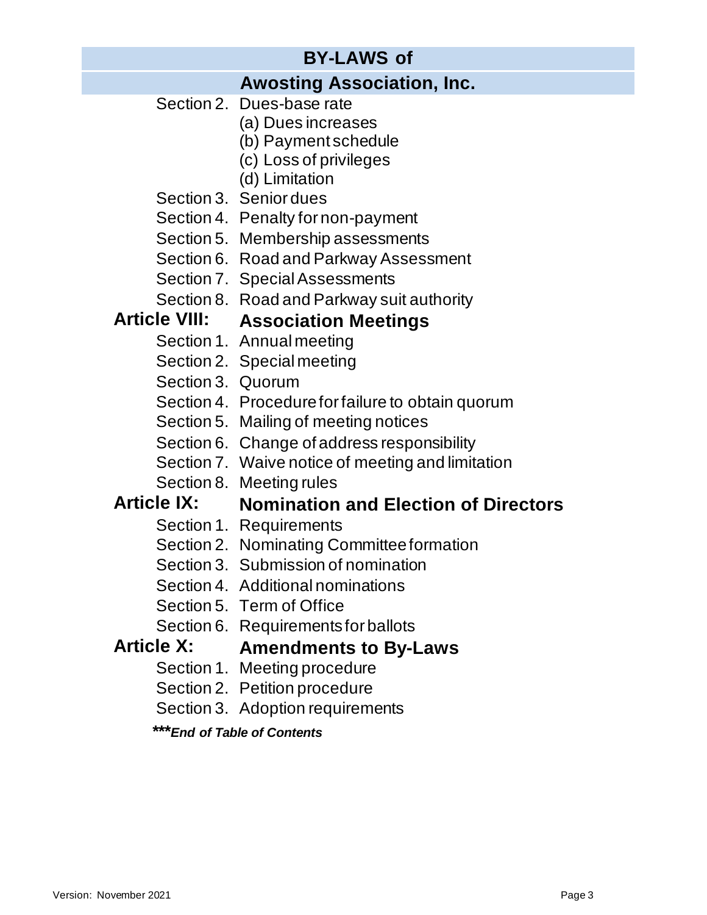# BY-LAWS of

## Awosting Association, Inc.

Section 2. Dues-base rate
- (a) Dues increases
- (b) Payment schedule
- (c) Loss of privileges
- (d) Limitation

Section 3. Senior dues
Section 4. Penalty for non-payment
Section 5. Membership assessments
Section 6. Road and Parkway Assessment
Section 7. Special Assessments
Section 8. Road and Parkway suit authority

### Article VIII: Association Meetings

Section 1. Annual meeting
Section 2. Special meeting
Section 3. Quorum
Section 4. Procedure for failure to obtain quorum
Section 5. Mailing of meeting notices
Section 6. Change of address responsibility
Section 7. Waive notice of meeting and limitation
Section 8. Meeting rules

### Article IX: Nomination and Election of Directors

Section 1. Requirements
Section 2. Nominating Committee formation
Section 3. Submission of nomination
Section 4. Additional nominations
Section 5. Term of Office
Section 6. Requirements for ballots

### Article X: Amendments to By-Laws

Section 1. Meeting procedure
Section 2. Petition procedure
Section 3. Adoption requirements

***\*\*\*End of Table of Contents***

Version: November 2021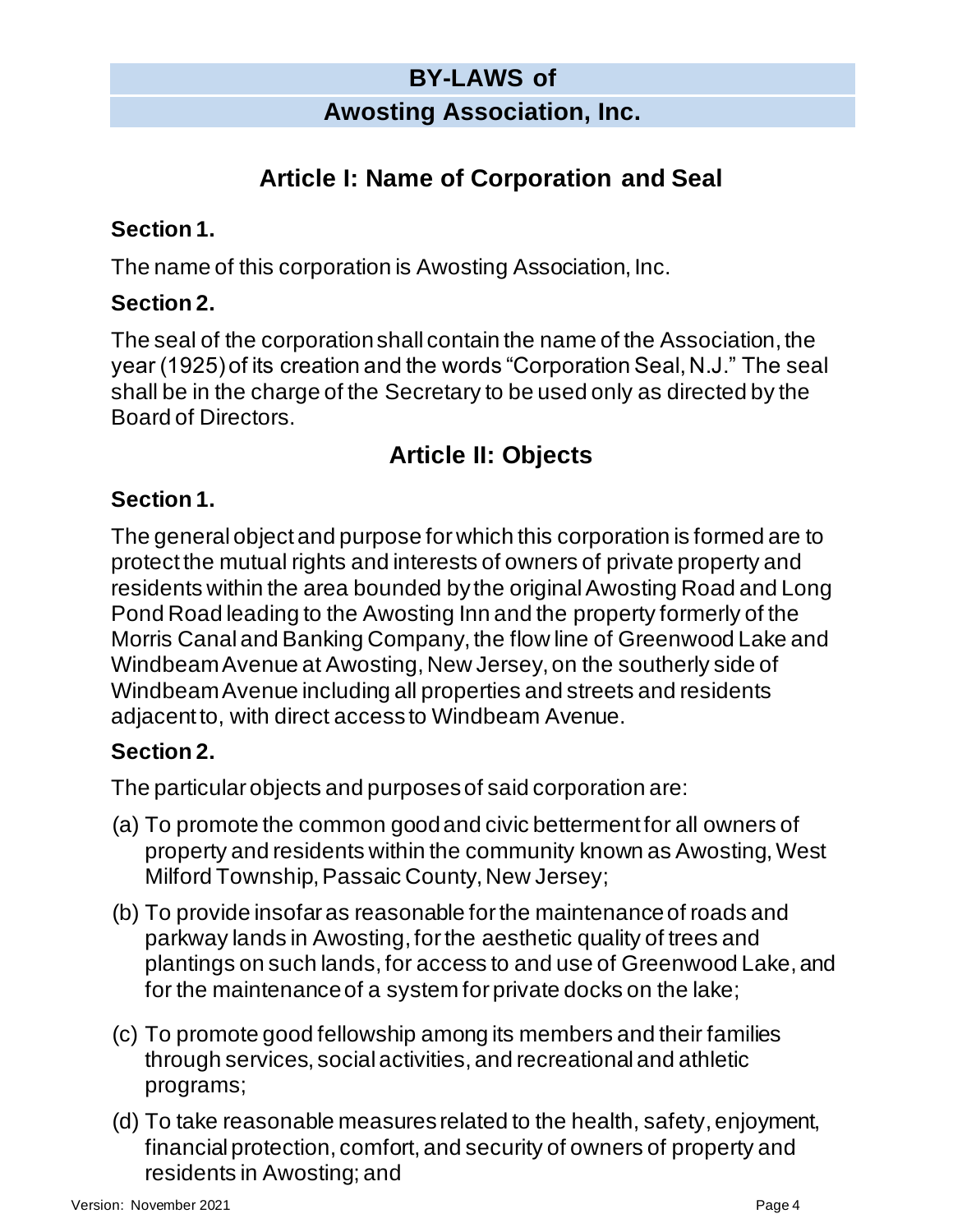# BY-LAWS of

# Awosting Association, Inc.

## Article I: Name of Corporation and Seal

### Section 1.

The name of this corporation is Awosting Association, Inc.

### Section 2.

The seal of the corporation shall contain the name of the Association, the year (1925) of its creation and the words "Corporation Seal, N.J." The seal shall be in the charge of the Secretary to be used only as directed by the Board of Directors.

## Article II: Objects

### Section 1.

The general object and purpose for which this corporation is formed are to protect the mutual rights and interests of owners of private property and residents within the area bounded by the original Awosting Road and Long Pond Road leading to the Awosting Inn and the property formerly of the Morris Canal and Banking Company, the flow line of Greenwood Lake and Windbeam Avenue at Awosting, New Jersey, on the southerly side of Windbeam Avenue including all properties and streets and residents adjacent to, with direct access to Windbeam Avenue.

### Section 2.

The particular objects and purposes of said corporation are:

(a) To promote the common good and civic betterment for all owners of property and residents within the community known as Awosting, West Milford Township, Passaic County, New Jersey;

(b) To provide insofar as reasonable for the maintenance of roads and parkway lands in Awosting, for the aesthetic quality of trees and plantings on such lands, for access to and use of Greenwood Lake, and for the maintenance of a system for private docks on the lake;

(c) To promote good fellowship among its members and their families through services, social activities, and recreational and athletic programs;

(d) To take reasonable measures related to the health, safety, enjoyment, financial protection, comfort, and security of owners of property and residents in Awosting; and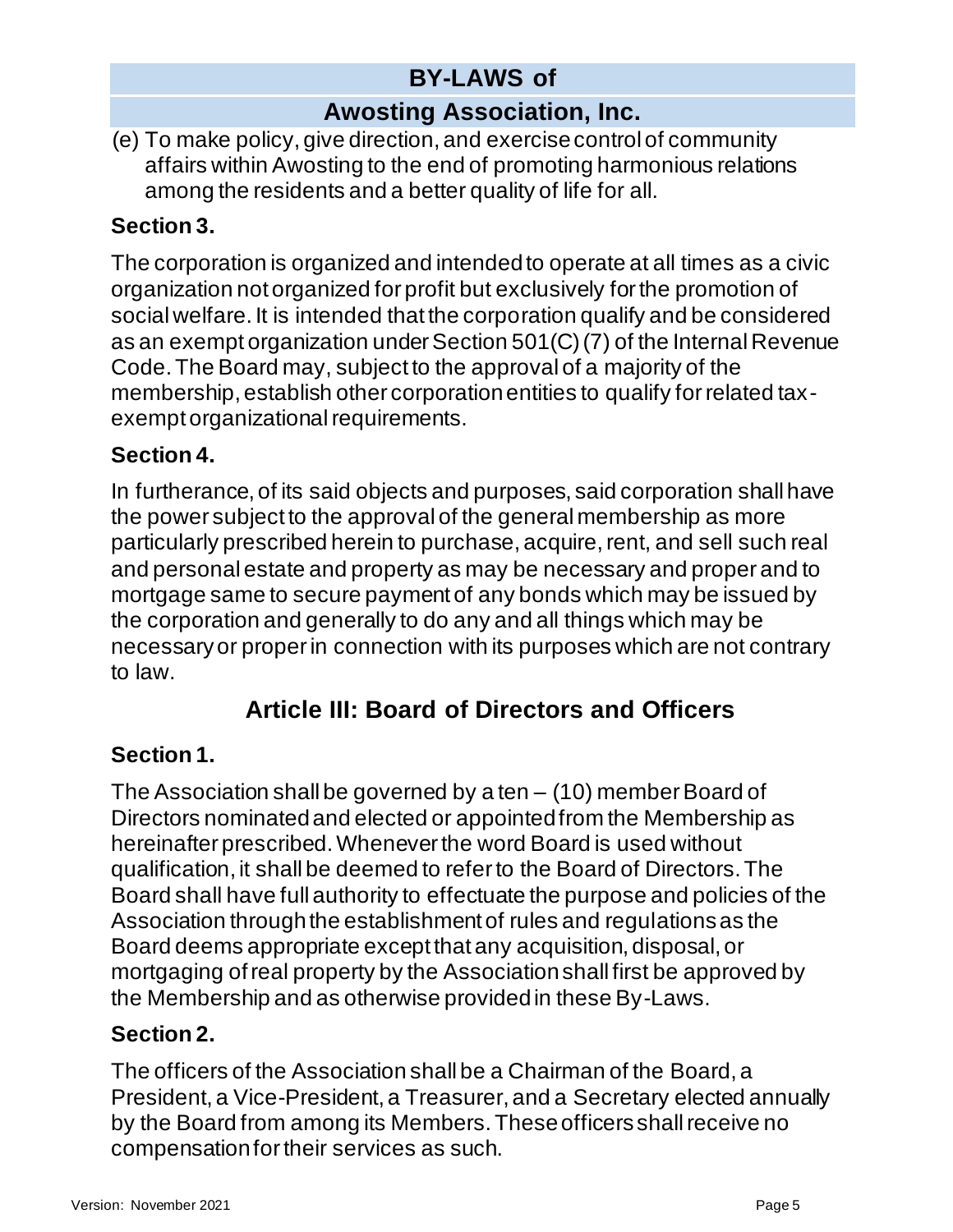(e) To make policy, give direction, and exercise control of community affairs within Awosting to the end of promoting harmonious relations among the residents and a better quality of life for all.

### Section 3.

The corporation is organized and intended to operate at all times as a civic organization not organized for profit but exclusively for the promotion of social welfare. It is intended that the corporation qualify and be considered as an exempt organization under Section 501(C) (7) of the Internal Revenue Code. The Board may, subject to the approval of a majority of the membership, establish other corporation entities to qualify for related tax-exempt organizational requirements.

### Section 4.

In furtherance, of its said objects and purposes, said corporation shall have the power subject to the approval of the general membership as more particularly prescribed herein to purchase, acquire, rent, and sell such real and personal estate and property as may be necessary and proper and to mortgage same to secure payment of any bonds which may be issued by the corporation and generally to do any and all things which may be necessary or proper in connection with its purposes which are not contrary to law.

## Article III: Board of Directors and Officers

### Section 1.

The Association shall be governed by a ten – (10) member Board of Directors nominated and elected or appointed from the Membership as hereinafter prescribed. Whenever the word Board is used without qualification, it shall be deemed to refer to the Board of Directors. The Board shall have full authority to effectuate the purpose and policies of the Association through the establishment of rules and regulations as the Board deems appropriate except that any acquisition, disposal, or mortgaging of real property by the Association shall first be approved by the Membership and as otherwise provided in these By-Laws.

### Section 2.

The officers of the Association shall be a Chairman of the Board, a President, a Vice-President, a Treasurer, and a Secretary elected annually by the Board from among its Members. These officers shall receive no compensation for their services as such.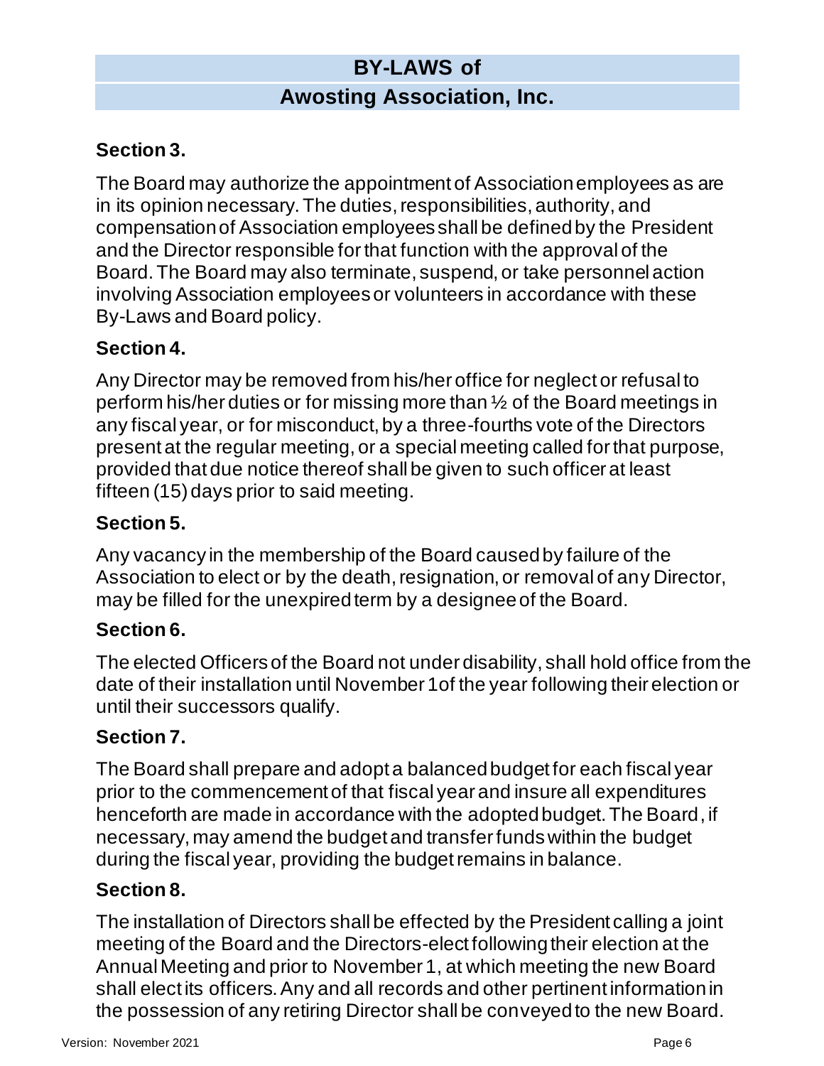## Section 3.

The Board may authorize the appointment of Association employees as are in its opinion necessary. The duties, responsibilities, authority, and compensation of Association employees shall be defined by the President and the Director responsible for that function with the approval of the Board. The Board may also terminate, suspend, or take personnel action involving Association employees or volunteers in accordance with these By-Laws and Board policy.

## Section 4.

Any Director may be removed from his/her office for neglect or refusal to perform his/her duties or for missing more than ½ of the Board meetings in any fiscal year, or for misconduct, by a three-fourths vote of the Directors present at the regular meeting, or a special meeting called for that purpose, provided that due notice thereof shall be given to such officer at least fifteen (15) days prior to said meeting.

## Section 5.

Any vacancy in the membership of the Board caused by failure of the Association to elect or by the death, resignation, or removal of any Director, may be filled for the unexpired term by a designee of the Board.

## Section 6.

The elected Officers of the Board not under disability, shall hold office from the date of their installation until November 1of the year following their election or until their successors qualify.

## Section 7.

The Board shall prepare and adopt a balanced budget for each fiscal year prior to the commencement of that fiscal year and insure all expenditures henceforth are made in accordance with the adopted budget. The Board, if necessary, may amend the budget and transfer funds within the budget during the fiscal year, providing the budget remains in balance.

## Section 8.

The installation of Directors shall be effected by the President calling a joint meeting of the Board and the Directors-elect following their election at the Annual Meeting and prior to November 1, at which meeting the new Board shall elect its officers. Any and all records and other pertinent information in the possession of any retiring Director shall be conveyed to the new Board.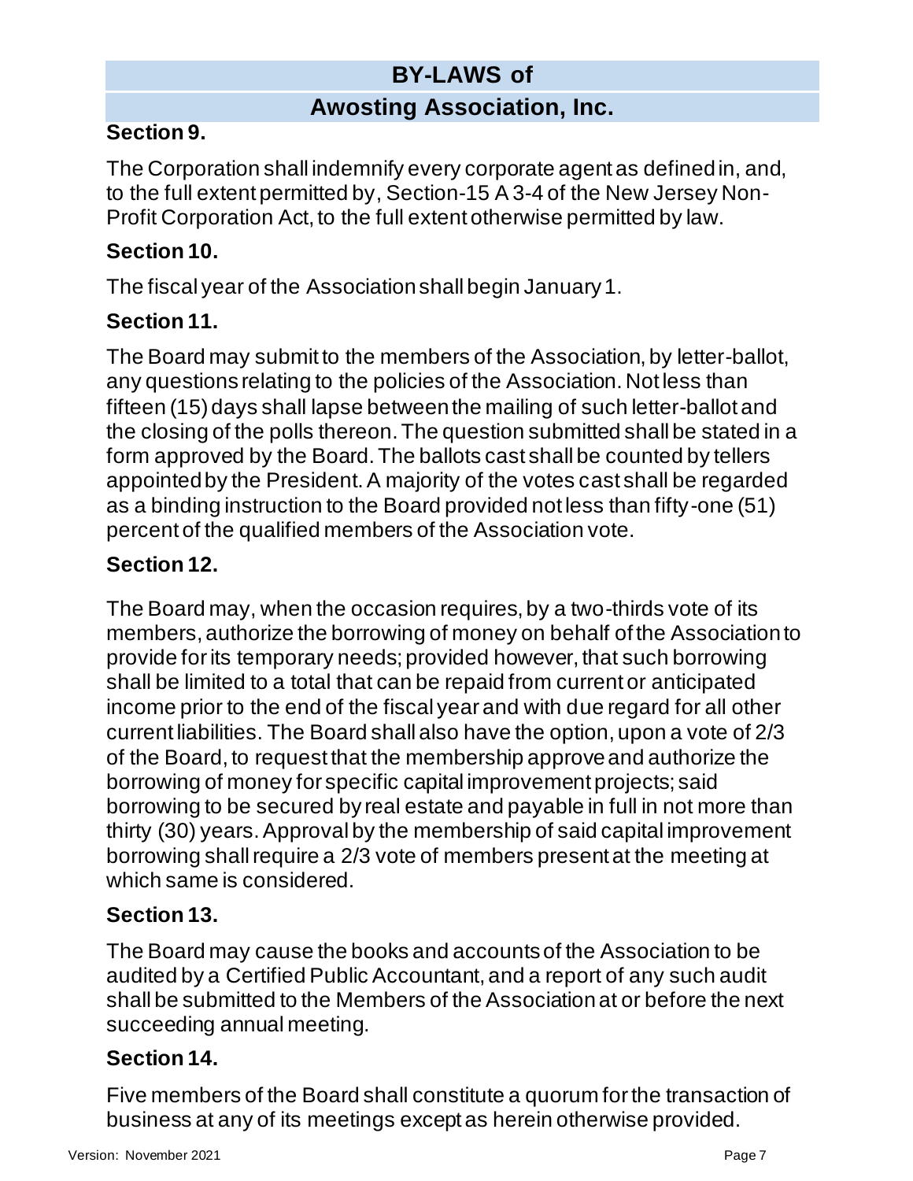### Section 9.

The Corporation shall indemnify every corporate agent as defined in, and, to the full extent permitted by, Section-15 A 3-4 of the New Jersey Non-Profit Corporation Act, to the full extent otherwise permitted by law.

### Section 10.

The fiscal year of the Association shall begin January 1.

### Section 11.

The Board may submit to the members of the Association, by letter-ballot, any questions relating to the policies of the Association. Not less than fifteen (15) days shall lapse between the mailing of such letter-ballot and the closing of the polls thereon. The question submitted shall be stated in a form approved by the Board. The ballots cast shall be counted by tellers appointed by the President. A majority of the votes cast shall be regarded as a binding instruction to the Board provided not less than fifty-one (51) percent of the qualified members of the Association vote.

### Section 12.

The Board may, when the occasion requires, by a two-thirds vote of its members, authorize the borrowing of money on behalf of the Association to provide for its temporary needs; provided however, that such borrowing shall be limited to a total that can be repaid from current or anticipated income prior to the end of the fiscal year and with due regard for all other current liabilities. The Board shall also have the option, upon a vote of 2/3 of the Board, to request that the membership approve and authorize the borrowing of money for specific capital improvement projects; said borrowing to be secured by real estate and payable in full in not more than thirty (30) years. Approval by the membership of said capital improvement borrowing shall require a 2/3 vote of members present at the meeting at which same is considered.

### Section 13.

The Board may cause the books and accounts of the Association to be audited by a Certified Public Accountant, and a report of any such audit shall be submitted to the Members of the Association at or before the next succeeding annual meeting.

### Section 14.

Five members of the Board shall constitute a quorum for the transaction of business at any of its meetings except as herein otherwise provided.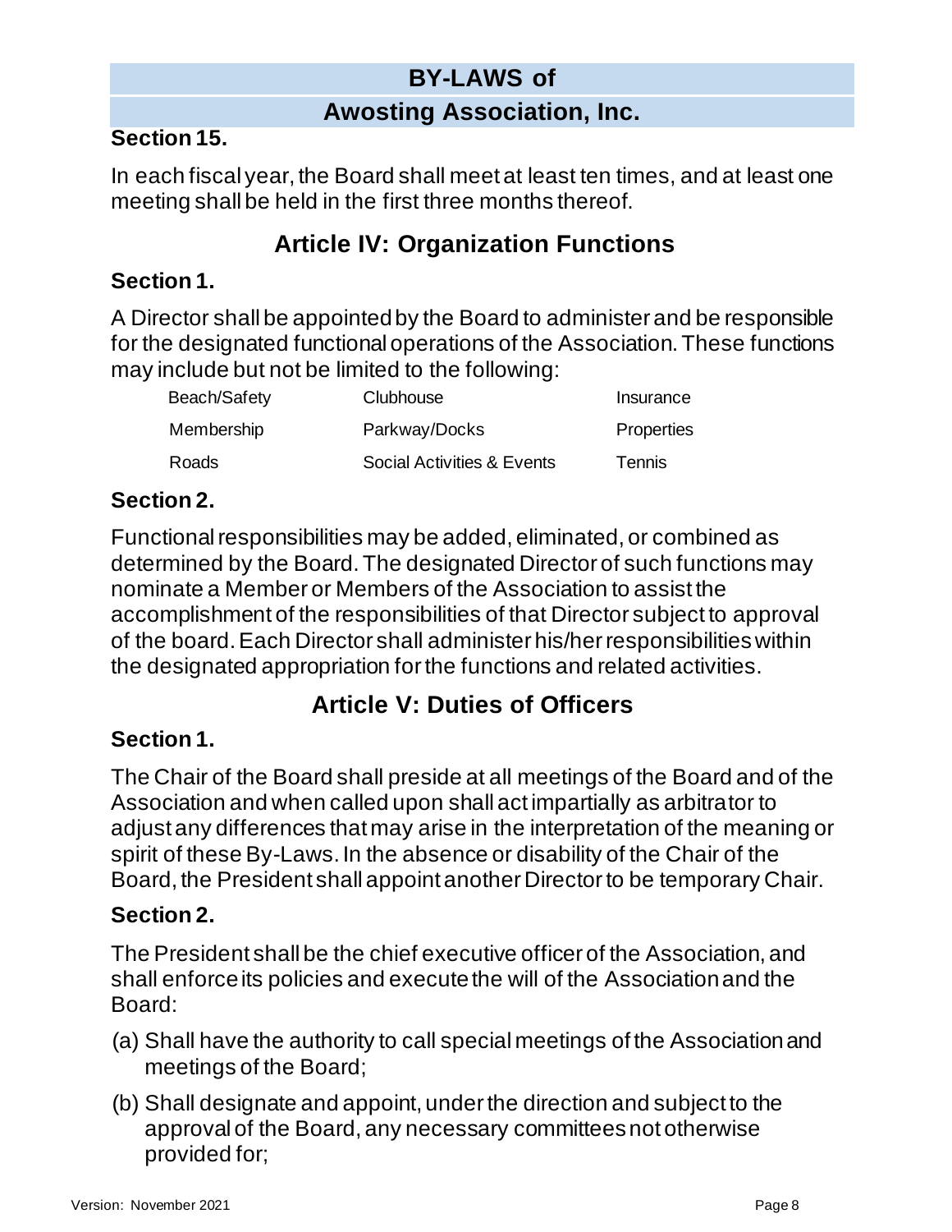**Section 15.**

In each fiscal year, the Board shall meet at least ten times, and at least one meeting shall be held in the first three months thereof.

## Article IV: Organization Functions

**Section 1.**

A Director shall be appointed by the Board to administer and be responsible for the designated functional operations of the Association. These functions may include but not be limited to the following:

| | | |
|---|---|---|
| Beach/Safety | Clubhouse | Insurance |
| Membership | Parkway/Docks | Properties |
| Roads | Social Activities & Events | Tennis |

**Section 2.**

Functional responsibilities may be added, eliminated, or combined as determined by the Board. The designated Director of such functions may nominate a Member or Members of the Association to assist the accomplishment of the responsibilities of that Director subject to approval of the board. Each Director shall administer his/her responsibilities within the designated appropriation for the functions and related activities.

## Article V: Duties of Officers

**Section 1.**

The Chair of the Board shall preside at all meetings of the Board and of the Association and when called upon shall act impartially as arbitrator to adjust any differences that may arise in the interpretation of the meaning or spirit of these By-Laws. In the absence or disability of the Chair of the Board, the President shall appoint another Director to be temporary Chair.

**Section 2.**

The President shall be the chief executive officer of the Association, and shall enforce its policies and execute the will of the Association and the Board:

(a) Shall have the authority to call special meetings of the Association and meetings of the Board;

(b) Shall designate and appoint, under the direction and subject to the approval of the Board, any necessary committees not otherwise provided for;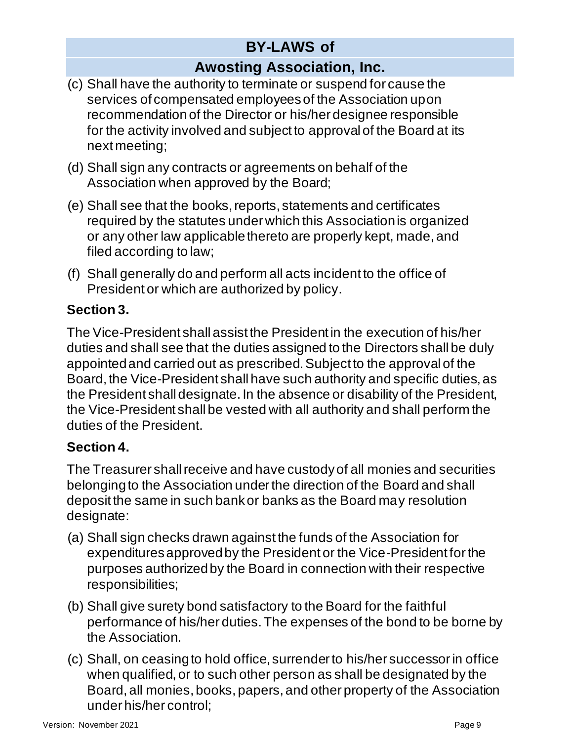(c) Shall have the authority to terminate or suspend for cause the services of compensated employees of the Association upon recommendation of the Director or his/her designee responsible for the activity involved and subject to approval of the Board at its next meeting;

(d) Shall sign any contracts or agreements on behalf of the Association when approved by the Board;

(e) Shall see that the books, reports, statements and certificates required by the statutes under which this Association is organized or any other law applicable thereto are properly kept, made, and filed according to law;

(f) Shall generally do and perform all acts incident to the office of President or which are authorized by policy.

**Section 3.**

The Vice-President shall assist the President in the execution of his/her duties and shall see that the duties assigned to the Directors shall be duly appointed and carried out as prescribed. Subject to the approval of the Board, the Vice-President shall have such authority and specific duties, as the President shall designate. In the absence or disability of the President, the Vice-President shall be vested with all authority and shall perform the duties of the President.

**Section 4.**

The Treasurer shall receive and have custody of all monies and securities belonging to the Association under the direction of the Board and shall deposit the same in such bank or banks as the Board may resolution designate:

(a) Shall sign checks drawn against the funds of the Association for expenditures approved by the President or the Vice-President for the purposes authorized by the Board in connection with their respective responsibilities;

(b) Shall give surety bond satisfactory to the Board for the faithful performance of his/her duties. The expenses of the bond to be borne by the Association.

(c) Shall, on ceasing to hold office, surrender to his/her successor in office when qualified, or to such other person as shall be designated by the Board, all monies, books, papers, and other property of the Association under his/her control;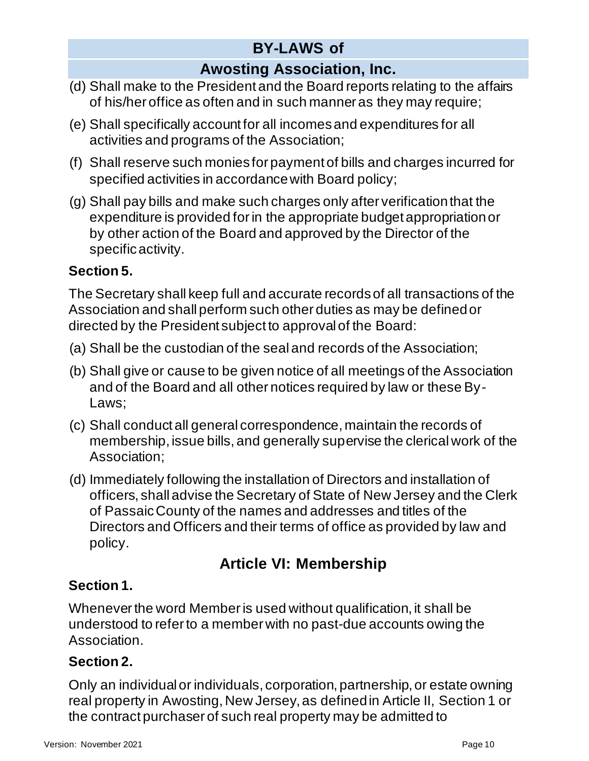(d) Shall make to the President and the Board reports relating to the affairs of his/her office as often and in such manner as they may require;

(e) Shall specifically account for all incomes and expenditures for all activities and programs of the Association;

(f) Shall reserve such monies for payment of bills and charges incurred for specified activities in accordance with Board policy;

(g) Shall pay bills and make such charges only after verification that the expenditure is provided for in the appropriate budget appropriation or by other action of the Board and approved by the Director of the specific activity.

**Section 5.**

The Secretary shall keep full and accurate records of all transactions of the Association and shall perform such other duties as may be defined or directed by the President subject to approval of the Board:

(a) Shall be the custodian of the seal and records of the Association;

(b) Shall give or cause to be given notice of all meetings of the Association and of the Board and all other notices required by law or these By-Laws;

(c) Shall conduct all general correspondence, maintain the records of membership, issue bills, and generally supervise the clerical work of the Association;

(d) Immediately following the installation of Directors and installation of officers, shall advise the Secretary of State of New Jersey and the Clerk of Passaic County of the names and addresses and titles of the Directors and Officers and their terms of office as provided by law and policy.

## Article VI: Membership

**Section 1.**

Whenever the word Member is used without qualification, it shall be understood to refer to a member with no past-due accounts owing the Association.

**Section 2.**

Only an individual or individuals, corporation, partnership, or estate owning real property in Awosting, New Jersey, as defined in Article II, Section 1 or the contract purchaser of such real property may be admitted to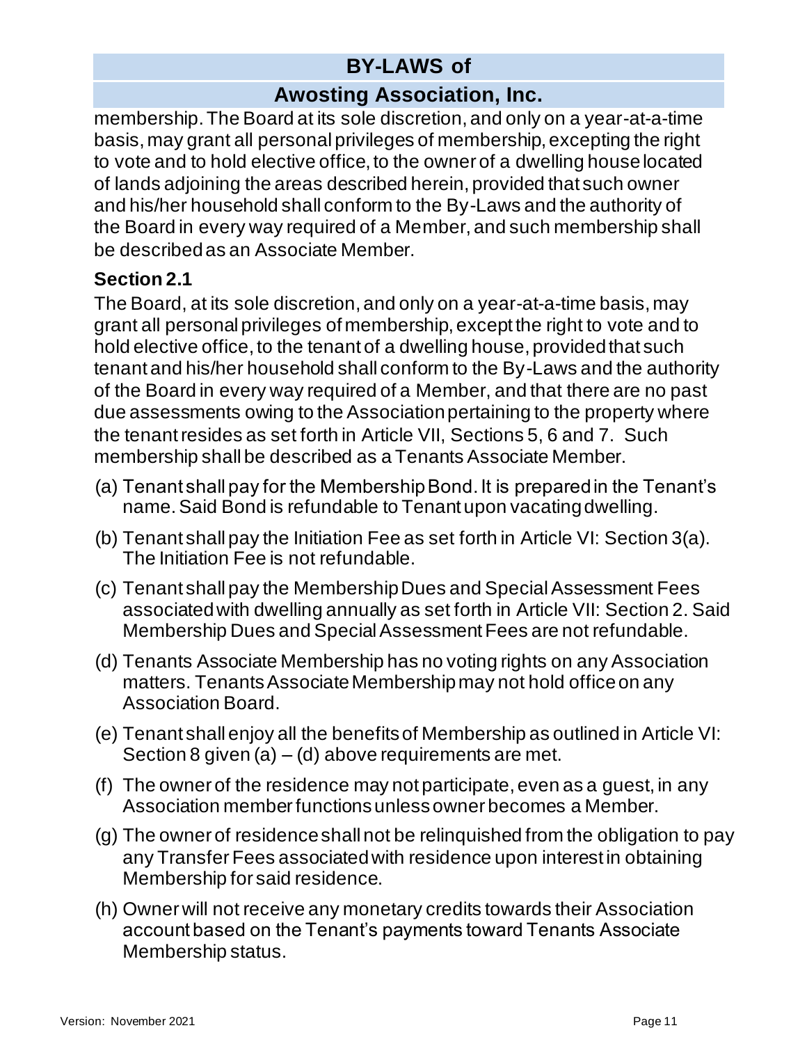membership. The Board at its sole discretion, and only on a year-at-a-time basis, may grant all personal privileges of membership, excepting the right to vote and to hold elective office, to the owner of a dwelling house located of lands adjoining the areas described herein, provided that such owner and his/her household shall conform to the By-Laws and the authority of the Board in every way required of a Member, and such membership shall be described as an Associate Member.

### Section 2.1

The Board, at its sole discretion, and only on a year-at-a-time basis, may grant all personal privileges of membership, except the right to vote and to hold elective office, to the tenant of a dwelling house, provided that such tenant and his/her household shall conform to the By-Laws and the authority of the Board in every way required of a Member, and that there are no past due assessments owing to the Association pertaining to the property where the tenant resides as set forth in Article VII, Sections 5, 6 and 7. Such membership shall be described as a Tenants Associate Member.

(a) Tenant shall pay for the Membership Bond. It is prepared in the Tenant's name. Said Bond is refundable to Tenant upon vacating dwelling.

(b) Tenant shall pay the Initiation Fee as set forth in Article VI: Section 3(a). The Initiation Fee is not refundable.

(c) Tenant shall pay the Membership Dues and Special Assessment Fees associated with dwelling annually as set forth in Article VII: Section 2. Said Membership Dues and Special Assessment Fees are not refundable.

(d) Tenants Associate Membership has no voting rights on any Association matters. Tenants Associate Membership may not hold office on any Association Board.

(e) Tenant shall enjoy all the benefits of Membership as outlined in Article VI: Section 8 given (a) – (d) above requirements are met.

(f) The owner of the residence may not participate, even as a guest, in any Association member functions unless owner becomes a Member.

(g) The owner of residence shall not be relinquished from the obligation to pay any Transfer Fees associated with residence upon interest in obtaining Membership for said residence.

(h) Owner will not receive any monetary credits towards their Association account based on the Tenant's payments toward Tenants Associate Membership status.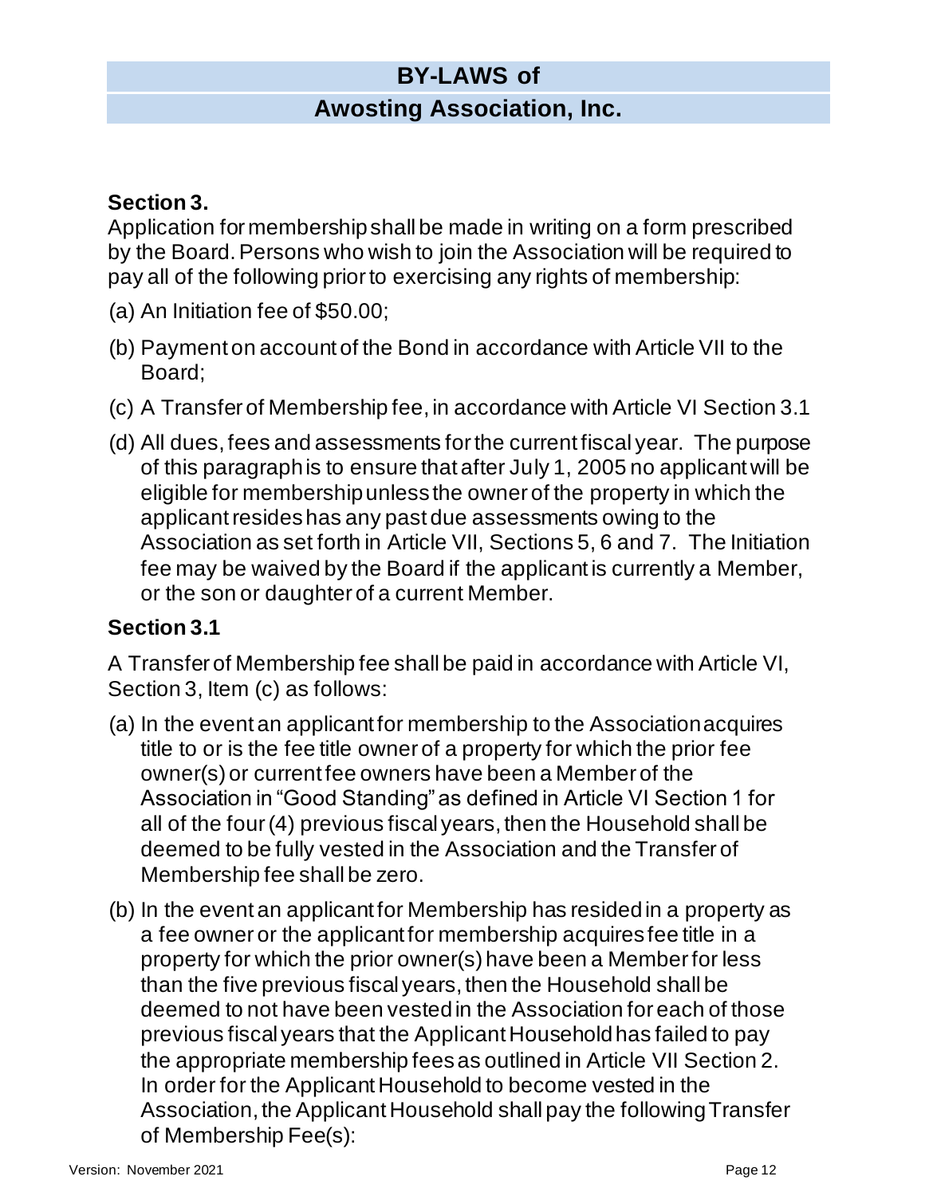### Section 3.

Application for membership shall be made in writing on a form prescribed by the Board. Persons who wish to join the Association will be required to pay all of the following prior to exercising any rights of membership:

(a) An Initiation fee of $50.00;

(b) Payment on account of the Bond in accordance with Article VII to the Board;

(c) A Transfer of Membership fee, in accordance with Article VI Section 3.1

(d) All dues, fees and assessments for the current fiscal year. The purpose of this paragraph is to ensure that after July 1, 2005 no applicant will be eligible for membership unless the owner of the property in which the applicant resides has any past due assessments owing to the Association as set forth in Article VII, Sections 5, 6 and 7. The Initiation fee may be waived by the Board if the applicant is currently a Member, or the son or daughter of a current Member.

### Section 3.1

A Transfer of Membership fee shall be paid in accordance with Article VI, Section 3, Item (c) as follows:

(a) In the event an applicant for membership to the Association acquires title to or is the fee title owner of a property for which the prior fee owner(s) or current fee owners have been a Member of the Association in "Good Standing" as defined in Article VI Section 1 for all of the four (4) previous fiscal years, then the Household shall be deemed to be fully vested in the Association and the Transfer of Membership fee shall be zero.

(b) In the event an applicant for Membership has resided in a property as a fee owner or the applicant for membership acquires fee title in a property for which the prior owner(s) have been a Member for less than the five previous fiscal years, then the Household shall be deemed to not have been vested in the Association for each of those previous fiscal years that the Applicant Household has failed to pay the appropriate membership fees as outlined in Article VII Section 2. In order for the Applicant Household to become vested in the Association, the Applicant Household shall pay the following Transfer of Membership Fee(s):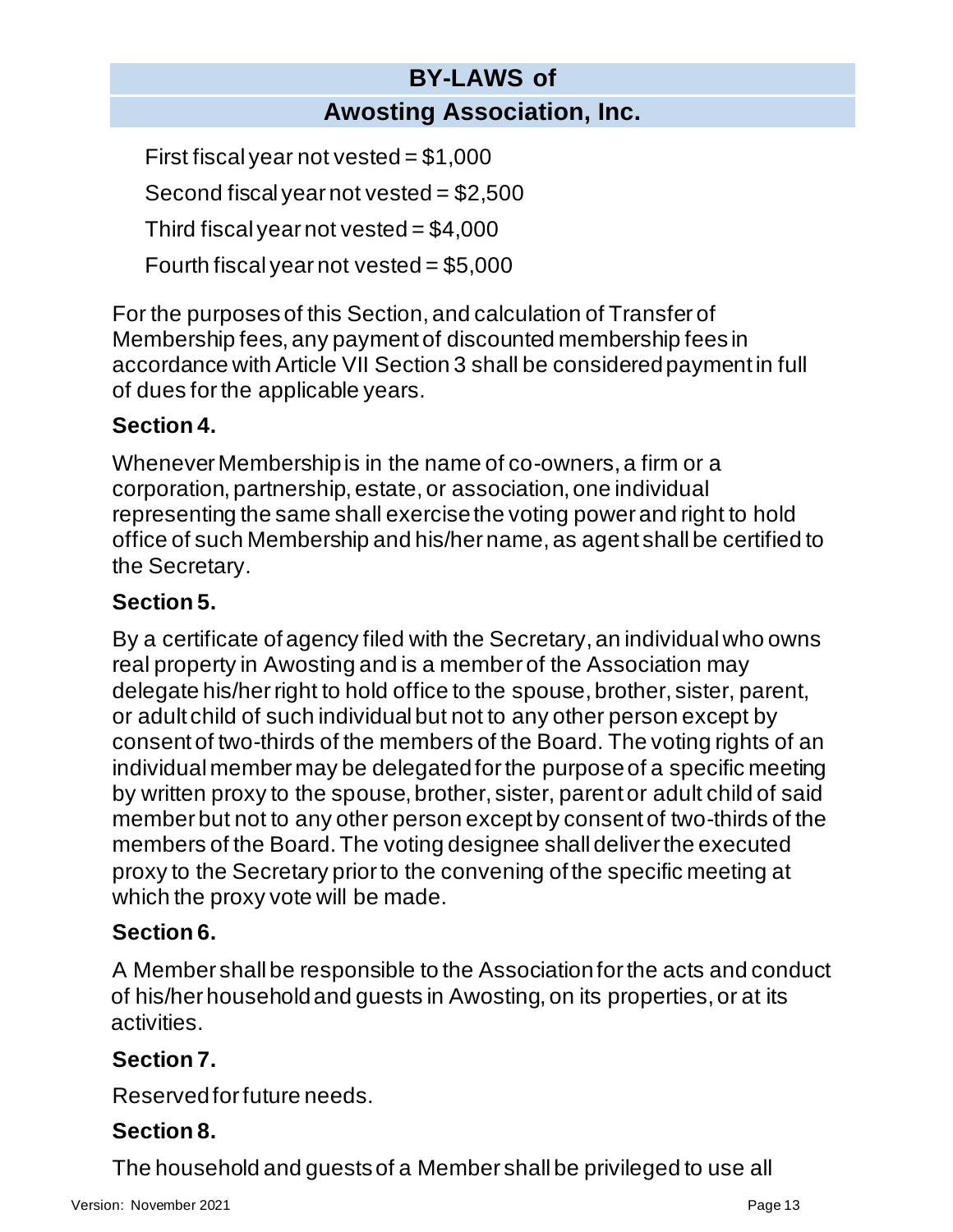First fiscal year not vested = $1,000

Second fiscal year not vested = $2,500

Third fiscal year not vested = $4,000

Fourth fiscal year not vested = $5,000

For the purposes of this Section, and calculation of Transfer of Membership fees, any payment of discounted membership fees in accordance with Article VII Section 3 shall be considered payment in full of dues for the applicable years.

**Section 4.**

Whenever Membership is in the name of co-owners, a firm or a corporation, partnership, estate, or association, one individual representing the same shall exercise the voting power and right to hold office of such Membership and his/her name, as agent shall be certified to the Secretary.

**Section 5.**

By a certificate of agency filed with the Secretary, an individual who owns real property in Awosting and is a member of the Association may delegate his/her right to hold office to the spouse, brother, sister, parent, or adult child of such individual but not to any other person except by consent of two-thirds of the members of the Board. The voting rights of an individual member may be delegated for the purpose of a specific meeting by written proxy to the spouse, brother, sister, parent or adult child of said member but not to any other person except by consent of two-thirds of the members of the Board. The voting designee shall deliver the executed proxy to the Secretary prior to the convening of the specific meeting at which the proxy vote will be made.

**Section 6.**

A Member shall be responsible to the Association for the acts and conduct of his/her household and guests in Awosting, on its properties, or at its activities.

**Section 7.**

Reserved for future needs.

**Section 8.**

The household and guests of a Member shall be privileged to use all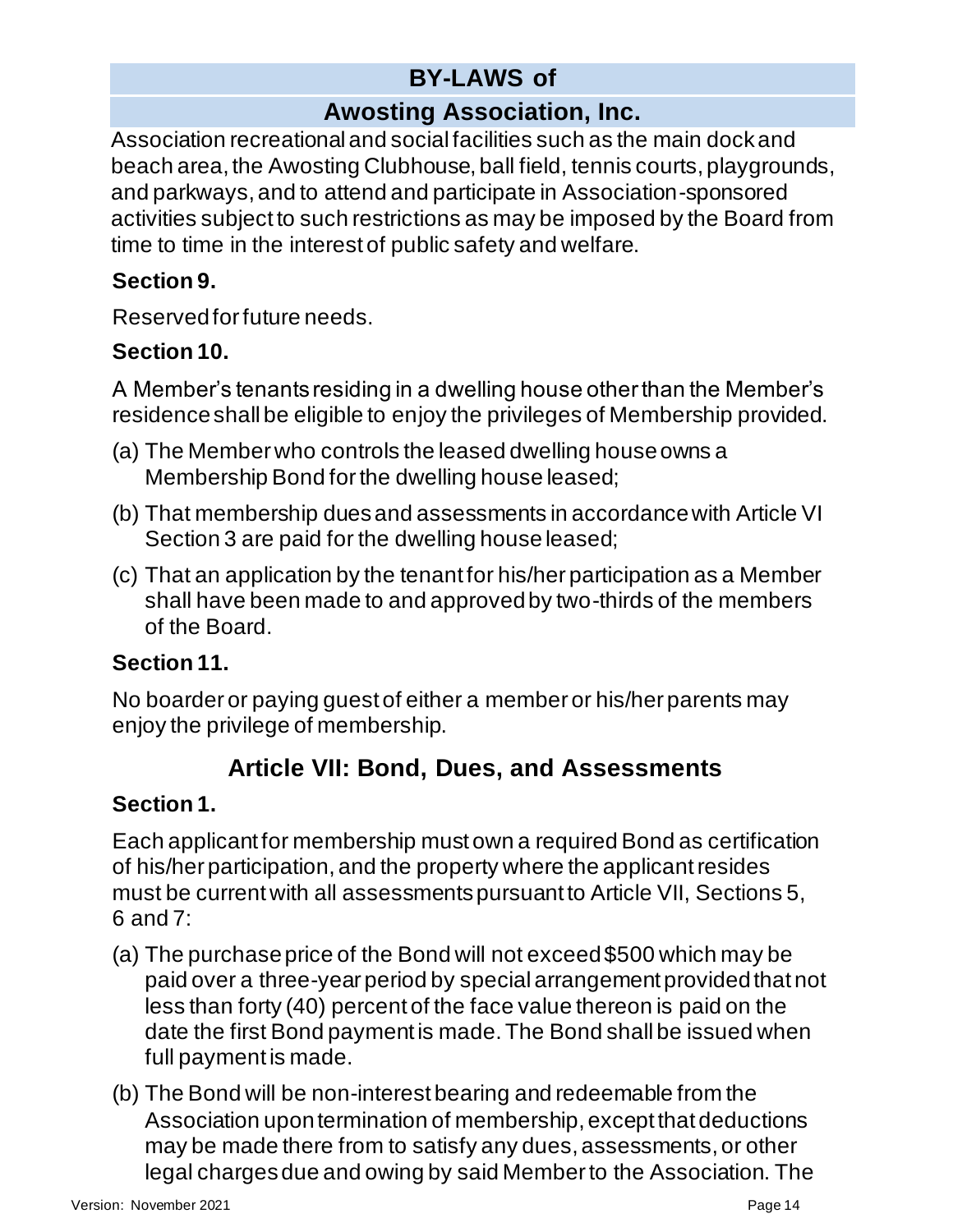Association recreational and social facilities such as the main dock and beach area, the Awosting Clubhouse, ball field, tennis courts, playgrounds, and parkways, and to attend and participate in Association-sponsored activities subject to such restrictions as may be imposed by the Board from time to time in the interest of public safety and welfare.

### Section 9.

Reserved for future needs.

### Section 10.

A Member's tenants residing in a dwelling house other than the Member's residence shall be eligible to enjoy the privileges of Membership provided.

(a) The Member who controls the leased dwelling house owns a Membership Bond for the dwelling house leased;

(b) That membership dues and assessments in accordance with Article VI Section 3 are paid for the dwelling house leased;

(c) That an application by the tenant for his/her participation as a Member shall have been made to and approved by two-thirds of the members of the Board.

### Section 11.

No boarder or paying guest of either a member or his/her parents may enjoy the privilege of membership.

## Article VII: Bond, Dues, and Assessments

### Section 1.

Each applicant for membership must own a required Bond as certification of his/her participation, and the property where the applicant resides must be current with all assessments pursuant to Article VII, Sections 5, 6 and 7:

(a) The purchase price of the Bond will not exceed $500 which may be paid over a three-year period by special arrangement provided that not less than forty (40) percent of the face value thereon is paid on the date the first Bond payment is made. The Bond shall be issued when full payment is made.

(b) The Bond will be non-interest bearing and redeemable from the Association upon termination of membership, except that deductions may be made there from to satisfy any dues, assessments, or other legal charges due and owing by said Member to the Association. The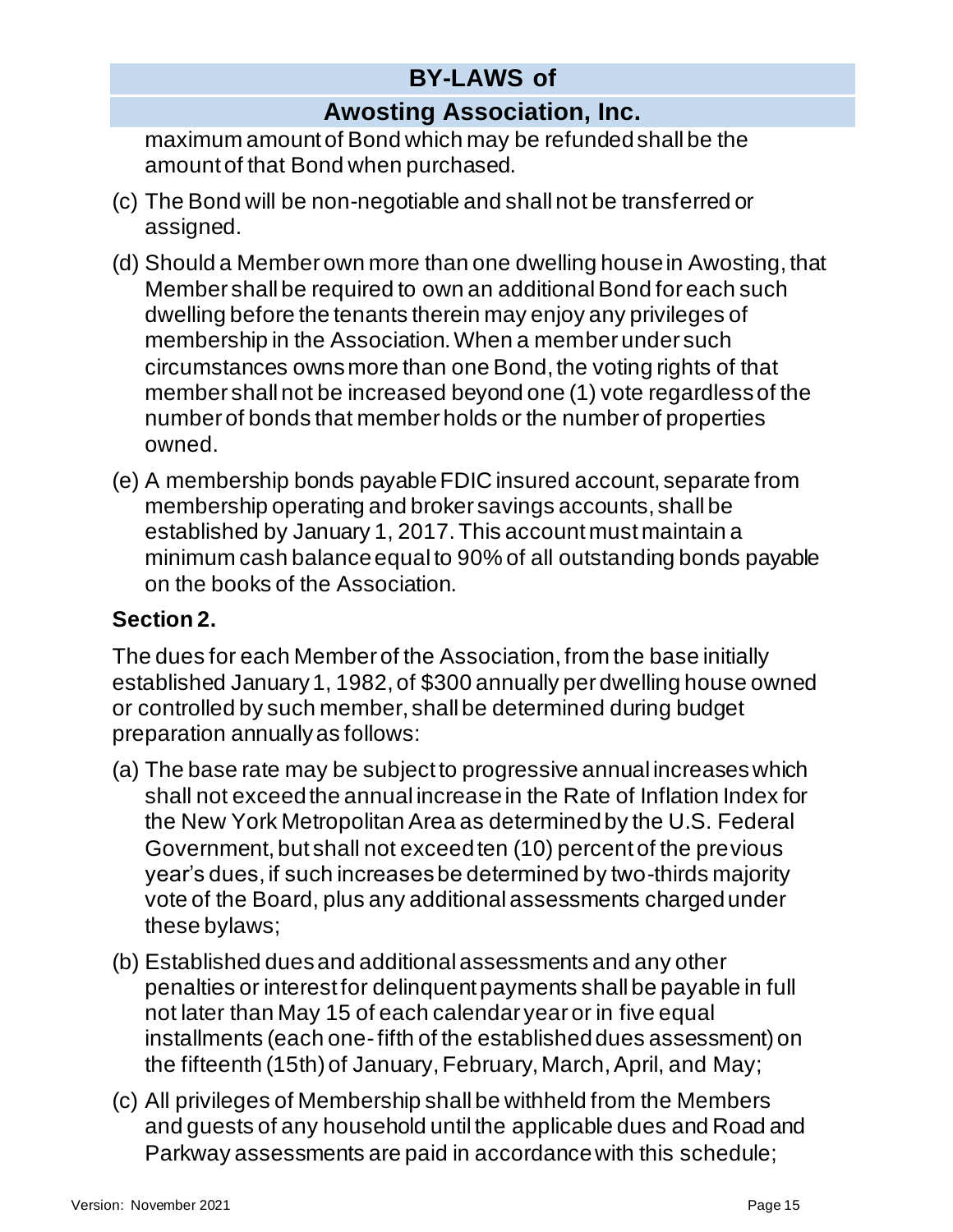maximum amount of Bond which may be refunded shall be the amount of that Bond when purchased.

(c) The Bond will be non-negotiable and shall not be transferred or assigned.

(d) Should a Member own more than one dwelling house in Awosting, that Member shall be required to own an additional Bond for each such dwelling before the tenants therein may enjoy any privileges of membership in the Association. When a member under such circumstances owns more than one Bond, the voting rights of that member shall not be increased beyond one (1) vote regardless of the number of bonds that member holds or the number of properties owned.

(e) A membership bonds payable FDIC insured account, separate from membership operating and broker savings accounts, shall be established by January 1, 2017. This account must maintain a minimum cash balance equal to 90% of all outstanding bonds payable on the books of the Association.

**Section 2.**

The dues for each Member of the Association, from the base initially established January 1, 1982, of $300 annually per dwelling house owned or controlled by such member, shall be determined during budget preparation annually as follows:

(a) The base rate may be subject to progressive annual increases which shall not exceed the annual increase in the Rate of Inflation Index for the New York Metropolitan Area as determined by the U.S. Federal Government, but shall not exceed ten (10) percent of the previous year's dues, if such increases be determined by two-thirds majority vote of the Board, plus any additional assessments charged under these bylaws;

(b) Established dues and additional assessments and any other penalties or interest for delinquent payments shall be payable in full not later than May 15 of each calendar year or in five equal installments (each one-fifth of the established dues assessment) on the fifteenth (15th) of January, February, March, April, and May;

(c) All privileges of Membership shall be withheld from the Members and guests of any household until the applicable dues and Road and Parkway assessments are paid in accordance with this schedule;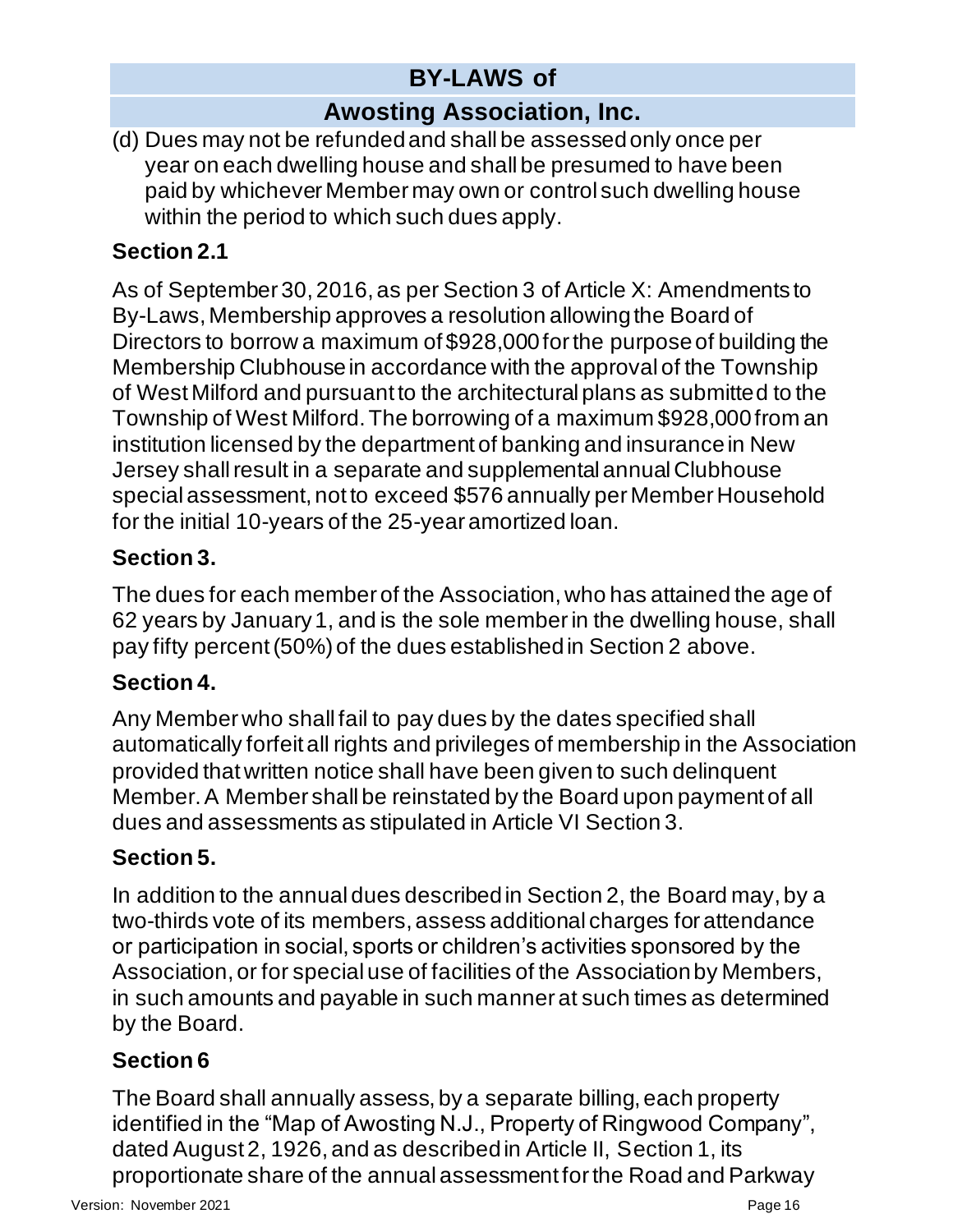(d) Dues may not be refunded and shall be assessed only once per year on each dwelling house and shall be presumed to have been paid by whichever Member may own or control such dwelling house within the period to which such dues apply.

### Section 2.1

As of September 30, 2016, as per Section 3 of Article X: Amendments to By-Laws, Membership approves a resolution allowing the Board of Directors to borrow a maximum of $928,000 for the purpose of building the Membership Clubhouse in accordance with the approval of the Township of West Milford and pursuant to the architectural plans as submitted to the Township of West Milford. The borrowing of a maximum $928,000 from an institution licensed by the department of banking and insurance in New Jersey shall result in a separate and supplemental annual Clubhouse special assessment, not to exceed $576 annually per Member Household for the initial 10-years of the 25-year amortized loan.

### Section 3.

The dues for each member of the Association, who has attained the age of 62 years by January 1, and is the sole member in the dwelling house, shall pay fifty percent (50%) of the dues established in Section 2 above.

### Section 4.

Any Member who shall fail to pay dues by the dates specified shall automatically forfeit all rights and privileges of membership in the Association provided that written notice shall have been given to such delinquent Member. A Member shall be reinstated by the Board upon payment of all dues and assessments as stipulated in Article VI Section 3.

### Section 5.

In addition to the annual dues described in Section 2, the Board may, by a two-thirds vote of its members, assess additional charges for attendance or participation in social, sports or children's activities sponsored by the Association, or for special use of facilities of the Association by Members, in such amounts and payable in such manner at such times as determined by the Board.

### Section 6

The Board shall annually assess, by a separate billing, each property identified in the "Map of Awosting N.J., Property of Ringwood Company", dated August 2, 1926, and as described in Article II, Section 1, its proportionate share of the annual assessment for the Road and Parkway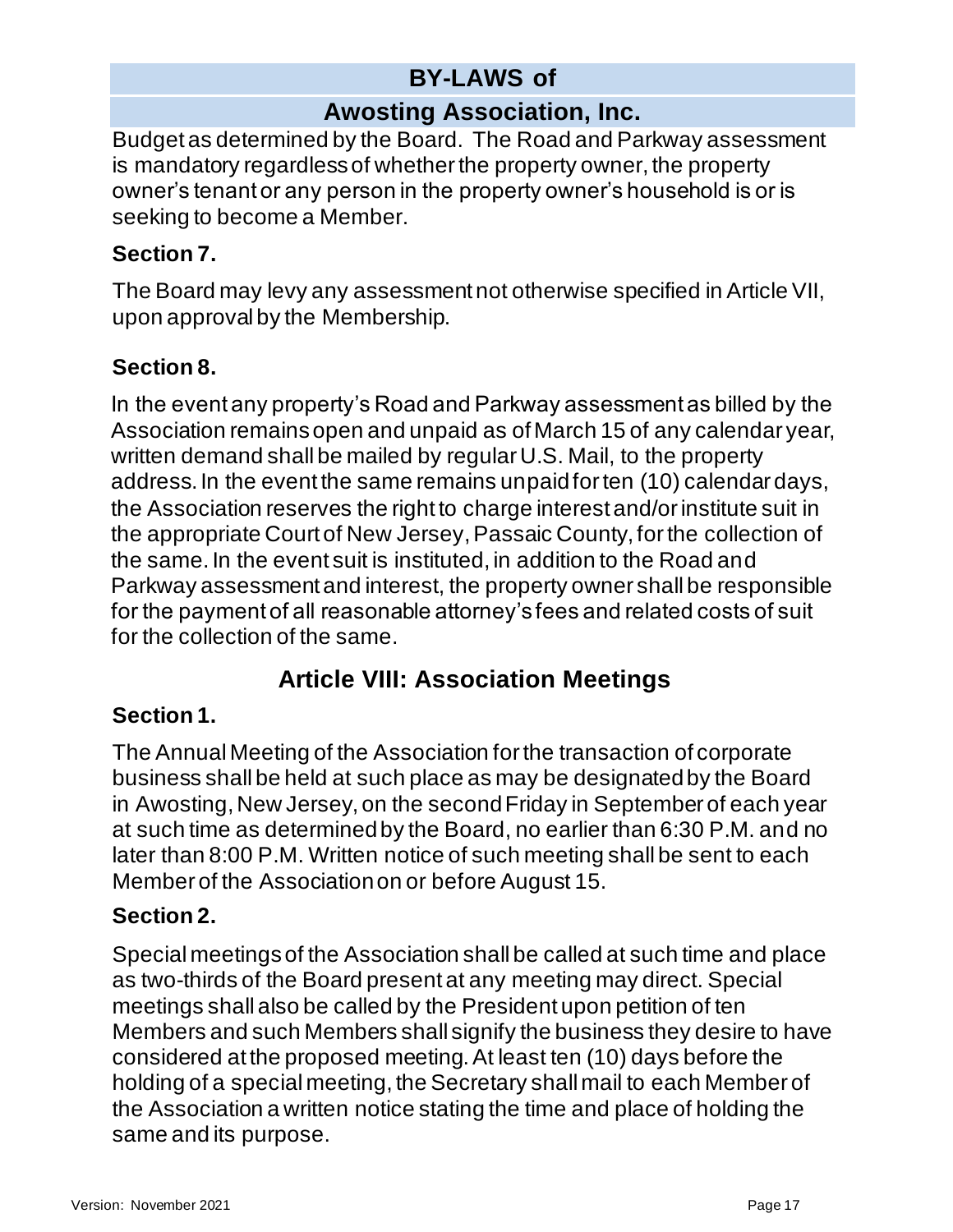Budget as determined by the Board. The Road and Parkway assessment is mandatory regardless of whether the property owner, the property owner's tenant or any person in the property owner's household is or is seeking to become a Member.

### Section 7.

The Board may levy any assessment not otherwise specified in Article VII, upon approval by the Membership.

### Section 8.

In the event any property's Road and Parkway assessment as billed by the Association remains open and unpaid as of March 15 of any calendar year, written demand shall be mailed by regular U.S. Mail, to the property address. In the event the same remains unpaid for ten (10) calendar days, the Association reserves the right to charge interest and/or institute suit in the appropriate Court of New Jersey, Passaic County, for the collection of the same. In the event suit is instituted, in addition to the Road and Parkway assessment and interest, the property owner shall be responsible for the payment of all reasonable attorney's fees and related costs of suit for the collection of the same.

## Article VIII: Association Meetings

### Section 1.

The Annual Meeting of the Association for the transaction of corporate business shall be held at such place as may be designated by the Board in Awosting, New Jersey, on the second Friday in September of each year at such time as determined by the Board, no earlier than 6:30 P.M. and no later than 8:00 P.M. Written notice of such meeting shall be sent to each Member of the Association on or before August 15.

### Section 2.

Special meetings of the Association shall be called at such time and place as two-thirds of the Board present at any meeting may direct. Special meetings shall also be called by the President upon petition of ten Members and such Members shall signify the business they desire to have considered at the proposed meeting. At least ten (10) days before the holding of a special meeting, the Secretary shall mail to each Member of the Association a written notice stating the time and place of holding the same and its purpose.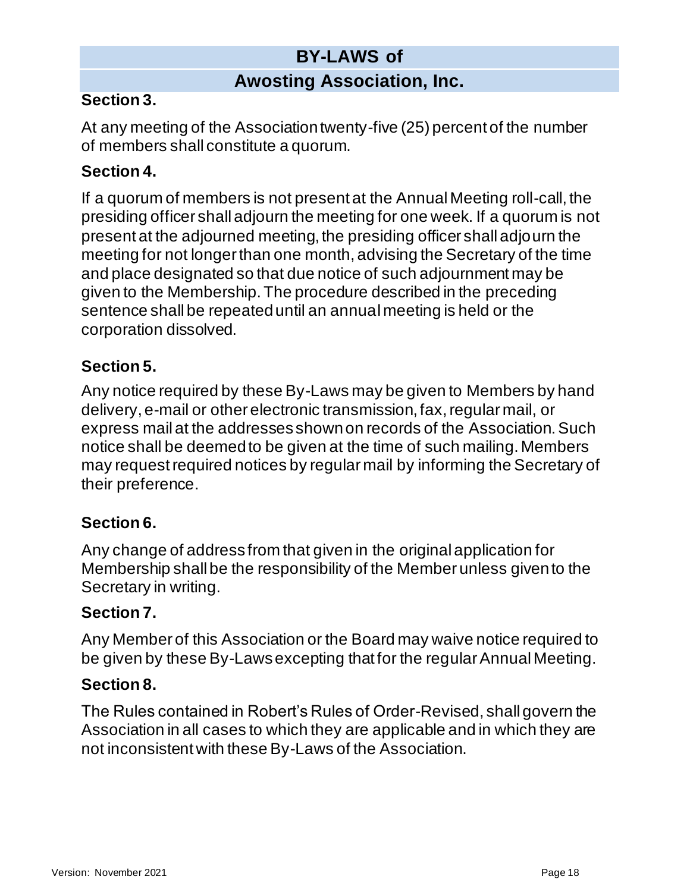### Section 3.

At any meeting of the Association twenty-five (25) percent of the number of members shall constitute a quorum.

### Section 4.

If a quorum of members is not present at the Annual Meeting roll-call, the presiding officer shall adjourn the meeting for one week. If a quorum is not present at the adjourned meeting, the presiding officer shall adjourn the meeting for not longer than one month, advising the Secretary of the time and place designated so that due notice of such adjournment may be given to the Membership. The procedure described in the preceding sentence shall be repeated until an annual meeting is held or the corporation dissolved.

### Section 5.

Any notice required by these By-Laws may be given to Members by hand delivery, e-mail or other electronic transmission, fax, regular mail, or express mail at the addresses shown on records of the Association. Such notice shall be deemed to be given at the time of such mailing. Members may request required notices by regular mail by informing the Secretary of their preference.

### Section 6.

Any change of address from that given in the original application for Membership shall be the responsibility of the Member unless given to the Secretary in writing.

### Section 7.

Any Member of this Association or the Board may waive notice required to be given by these By-Laws excepting that for the regular Annual Meeting.

### Section 8.

The Rules contained in Robert's Rules of Order-Revised, shall govern the Association in all cases to which they are applicable and in which they are not inconsistent with these By-Laws of the Association.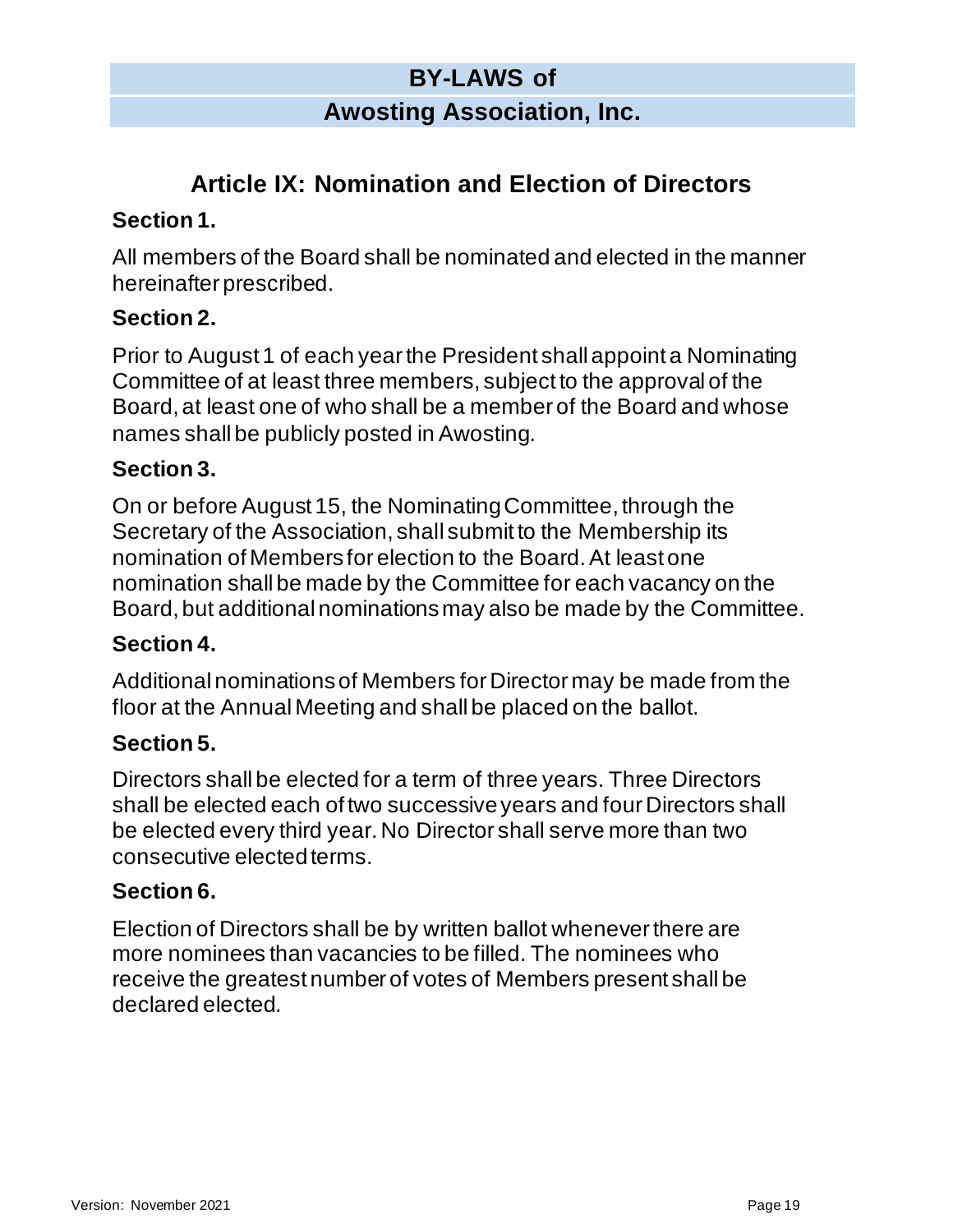## Article IX: Nomination and Election of Directors

### Section 1.

All members of the Board shall be nominated and elected in the manner hereinafter prescribed.

### Section 2.

Prior to August 1 of each year the President shall appoint a Nominating Committee of at least three members, subject to the approval of the Board, at least one of who shall be a member of the Board and whose names shall be publicly posted in Awosting.

### Section 3.

On or before August 15, the Nominating Committee, through the Secretary of the Association, shall submit to the Membership its nomination of Members for election to the Board. At least one nomination shall be made by the Committee for each vacancy on the Board, but additional nominations may also be made by the Committee.

### Section 4.

Additional nominations of Members for Director may be made from the floor at the Annual Meeting and shall be placed on the ballot.

### Section 5.

Directors shall be elected for a term of three years. Three Directors shall be elected each of two successive years and four Directors shall be elected every third year. No Director shall serve more than two consecutive elected terms.

### Section 6.

Election of Directors shall be by written ballot whenever there are more nominees than vacancies to be filled. The nominees who receive the greatest number of votes of Members present shall be declared elected.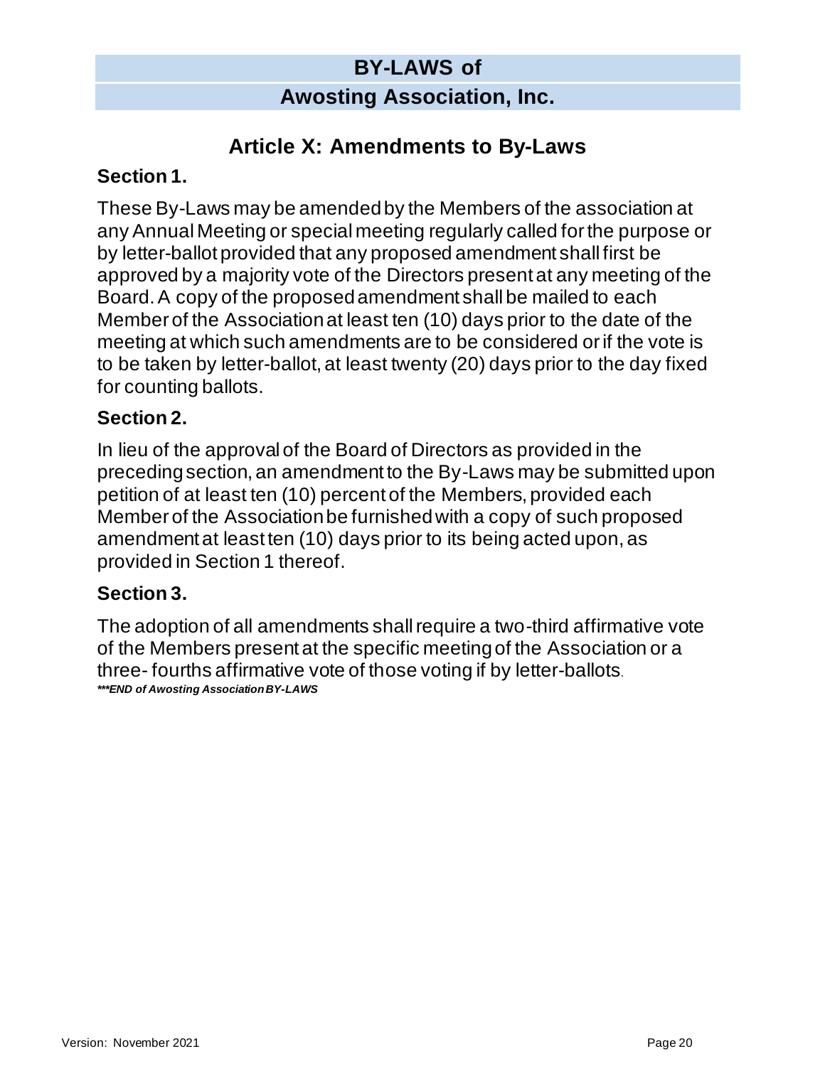# BY-LAWS of

# Awosting Association, Inc.

## Article X: Amendments to By-Laws

### Section 1.

These By-Laws may be amended by the Members of the association at any Annual Meeting or special meeting regularly called for the purpose or by letter-ballot provided that any proposed amendment shall first be approved by a majority vote of the Directors present at any meeting of the Board. A copy of the proposed amendment shall be mailed to each Member of the Association at least ten (10) days prior to the date of the meeting at which such amendments are to be considered or if the vote is to be taken by letter-ballot, at least twenty (20) days prior to the day fixed for counting ballots.

### Section 2.

In lieu of the approval of the Board of Directors as provided in the preceding section, an amendment to the By-Laws may be submitted upon petition of at least ten (10) percent of the Members, provided each Member of the Association be furnished with a copy of such proposed amendment at least ten (10) days prior to its being acted upon, as provided in Section 1 thereof.

### Section 3.

The adoption of all amendments shall require a two-third affirmative vote of the Members present at the specific meeting of the Association or a three- fourths affirmative vote of those voting if by letter-ballots.

***\*\*\*END of Awosting Association BY-LAWS***